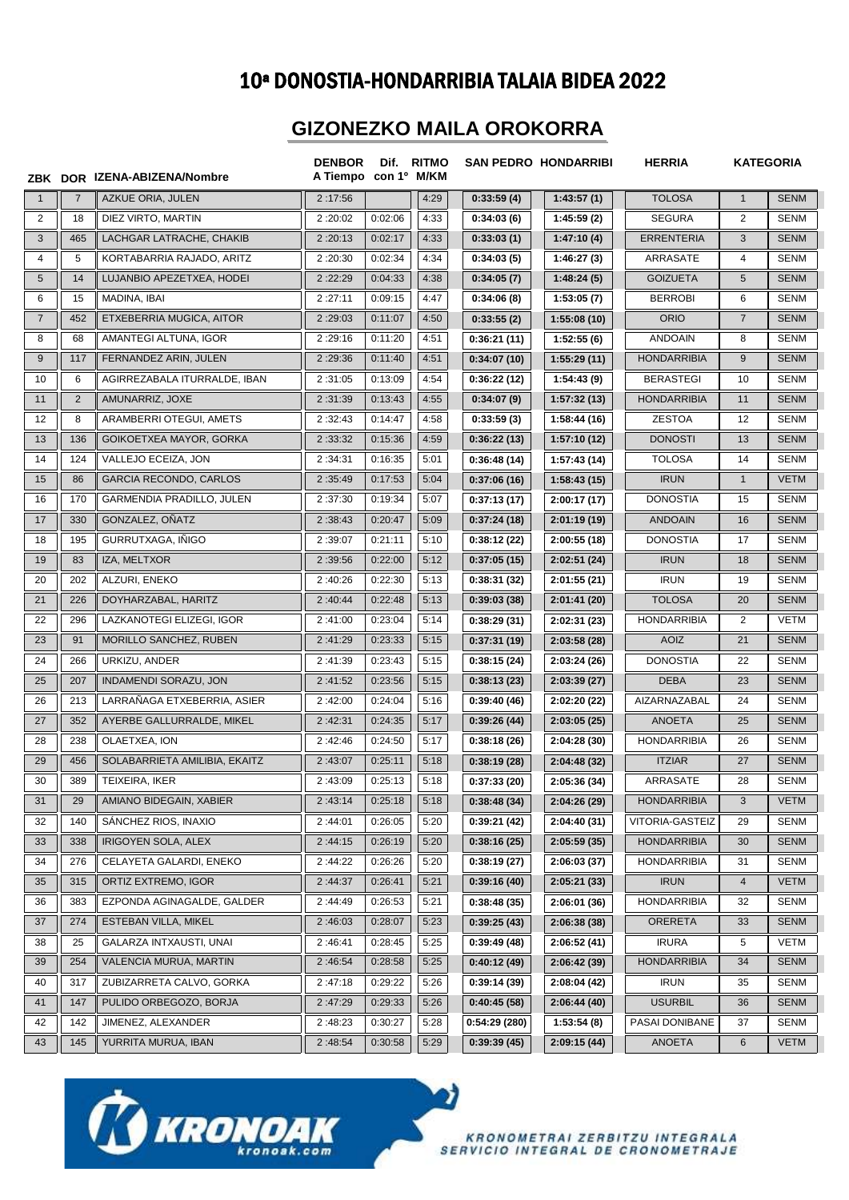# 10ª DONOSTIA-HONDARRIBIA TALAIA BIDEA 2022

## GIZONEZKO MAILA OROKORRA

| ZBK | DOR | IZENA-ABIZENA/Nombre | DENBOR A Tiempo | Dif. con 1º | RITMO M/KM | SAN PEDRO | HONDARRIBI | HERRIA | KATEGORIA | |
|---|---|---|---|---|---|---|---|---|---|---|
| 1 | 7 | AZKUE ORIA, JULEN | 2 :17:56 | | 4:29 | 0:33:59 (4) | 1:43:57 (1) | TOLOSA | 1 | SENM |
| 2 | 18 | DIEZ VIRTO, MARTIN | 2 :20:02 | 0:02:06 | 4:33 | 0:34:03 (6) | 1:45:59 (2) | SEGURA | 2 | SENM |
| 3 | 465 | LACHGAR LATRACHE, CHAKIB | 2 :20:13 | 0:02:17 | 4:33 | 0:33:03 (1) | 1:47:10 (4) | ERRENTERIA | 3 | SENM |
| 4 | 5 | KORTABARRIA RAJADO, ARITZ | 2 :20:30 | 0:02:34 | 4:34 | 0:34:03 (5) | 1:46:27 (3) | ARRASATE | 4 | SENM |
| 5 | 14 | LUJANBIO APEZETXEA, HODEI | 2 :22:29 | 0:04:33 | 4:38 | 0:34:05 (7) | 1:48:24 (5) | GOIZUETA | 5 | SENM |
| 6 | 15 | MADINA, IBAI | 2 :27:11 | 0:09:15 | 4:47 | 0:34:06 (8) | 1:53:05 (7) | BERROBI | 6 | SENM |
| 7 | 452 | ETXEBERRIA MUGICA, AITOR | 2 :29:03 | 0:11:07 | 4:50 | 0:33:55 (2) | 1:55:08 (10) | ORIO | 7 | SENM |
| 8 | 68 | AMANTEGI ALTUNA, IGOR | 2 :29:16 | 0:11:20 | 4:51 | 0:36:21 (11) | 1:52:55 (6) | ANDOAIN | 8 | SENM |
| 9 | 117 | FERNANDEZ ARIN, JULEN | 2 :29:36 | 0:11:40 | 4:51 | 0:34:07 (10) | 1:55:29 (11) | HONDARRIBIA | 9 | SENM |
| 10 | 6 | AGIRREZABALA ITURRALDE, IBAN | 2 :31:05 | 0:13:09 | 4:54 | 0:36:22 (12) | 1:54:43 (9) | BERASTEGI | 10 | SENM |
| 11 | 2 | AMUNARRIZ, JOXE | 2 :31:39 | 0:13:43 | 4:55 | 0:34:07 (9) | 1:57:32 (13) | HONDARRIBIA | 11 | SENM |
| 12 | 8 | ARAMBERRI OTEGUI, AMETS | 2 :32:43 | 0:14:47 | 4:58 | 0:33:59 (3) | 1:58:44 (16) | ZESTOA | 12 | SENM |
| 13 | 136 | GOIKOETXEA MAYOR, GORKA | 2 :33:32 | 0:15:36 | 4:59 | 0:36:22 (13) | 1:57:10 (12) | DONOSTI | 13 | SENM |
| 14 | 124 | VALLEJO ECEIZA, JON | 2 :34:31 | 0:16:35 | 5:01 | 0:36:48 (14) | 1:57:43 (14) | TOLOSA | 14 | SENM |
| 15 | 86 | GARCIA RECONDO, CARLOS | 2 :35:49 | 0:17:53 | 5:04 | 0:37:06 (16) | 1:58:43 (15) | IRUN | 1 | VETM |
| 16 | 170 | GARMENDIA PRADILLO, JULEN | 2 :37:30 | 0:19:34 | 5:07 | 0:37:13 (17) | 2:00:17 (17) | DONOSTIA | 15 | SENM |
| 17 | 330 | GONZALEZ, OÑATZ | 2 :38:43 | 0:20:47 | 5:09 | 0:37:24 (18) | 2:01:19 (19) | ANDOAIN | 16 | SENM |
| 18 | 195 | GURRUTXAGA, IÑIGO | 2 :39:07 | 0:21:11 | 5:10 | 0:38:12 (22) | 2:00:55 (18) | DONOSTIA | 17 | SENM |
| 19 | 83 | IZA, MELTXOR | 2 :39:56 | 0:22:00 | 5:12 | 0:37:05 (15) | 2:02:51 (24) | IRUN | 18 | SENM |
| 20 | 202 | ALZURI, ENEKO | 2 :40:26 | 0:22:30 | 5:13 | 0:38:31 (32) | 2:01:55 (21) | IRUN | 19 | SENM |
| 21 | 226 | DOYHARZABAL, HARITZ | 2 :40:44 | 0:22:48 | 5:13 | 0:39:03 (38) | 2:01:41 (20) | TOLOSA | 20 | SENM |
| 22 | 296 | LAZKANOTEGI ELIZEGI, IGOR | 2 :41:00 | 0:23:04 | 5:14 | 0:38:29 (31) | 2:02:31 (23) | HONDARRIBIA | 2 | VETM |
| 23 | 91 | MORILLO SANCHEZ, RUBEN | 2 :41:29 | 0:23:33 | 5:15 | 0:37:31 (19) | 2:03:58 (28) | AOIZ | 21 | SENM |
| 24 | 266 | URKIZU, ANDER | 2 :41:39 | 0:23:43 | 5:15 | 0:38:15 (24) | 2:03:24 (26) | DONOSTIA | 22 | SENM |
| 25 | 207 | INDAMENDI SORAZU, JON | 2 :41:52 | 0:23:56 | 5:15 | 0:38:13 (23) | 2:03:39 (27) | DEBA | 23 | SENM |
| 26 | 213 | LARRAÑAGA ETXEBERRIA, ASIER | 2 :42:00 | 0:24:04 | 5:16 | 0:39:40 (46) | 2:02:20 (22) | AIZARNAZABAL | 24 | SENM |
| 27 | 352 | AYERBE GALLURRALDE, MIKEL | 2 :42:31 | 0:24:35 | 5:17 | 0:39:26 (44) | 2:03:05 (25) | ANOETA | 25 | SENM |
| 28 | 238 | OLAETXEA, ION | 2 :42:46 | 0:24:50 | 5:17 | 0:38:18 (26) | 2:04:28 (30) | HONDARRIBIA | 26 | SENM |
| 29 | 456 | SOLABARRIETA AMILIBIA, EKAITZ | 2 :43:07 | 0:25:11 | 5:18 | 0:38:19 (28) | 2:04:48 (32) | ITZIAR | 27 | SENM |
| 30 | 389 | TEIXEIRA, IKER | 2 :43:09 | 0:25:13 | 5:18 | 0:37:33 (20) | 2:05:36 (34) | ARRASATE | 28 | SENM |
| 31 | 29 | AMIANO BIDEGAIN, XABIER | 2 :43:14 | 0:25:18 | 5:18 | 0:38:48 (34) | 2:04:26 (29) | HONDARRIBIA | 3 | VETM |
| 32 | 140 | SÁNCHEZ RIOS, INAXIO | 2 :44:01 | 0:26:05 | 5:20 | 0:39:21 (42) | 2:04:40 (31) | VITORIA-GASTEIZ | 29 | SENM |
| 33 | 338 | IRIGOYEN SOLA, ALEX | 2 :44:15 | 0:26:19 | 5:20 | 0:38:16 (25) | 2:05:59 (35) | HONDARRIBIA | 30 | SENM |
| 34 | 276 | CELAYETA GALARDI, ENEKO | 2 :44:22 | 0:26:26 | 5:20 | 0:38:19 (27) | 2:06:03 (37) | HONDARRIBIA | 31 | SENM |
| 35 | 315 | ORTIZ EXTREMO, IGOR | 2 :44:37 | 0:26:41 | 5:21 | 0:39:16 (40) | 2:05:21 (33) | IRUN | 4 | VETM |
| 36 | 383 | EZPONDA AGINAGALDE, GALDER | 2 :44:49 | 0:26:53 | 5:21 | 0:38:48 (35) | 2:06:01 (36) | HONDARRIBIA | 32 | SENM |
| 37 | 274 | ESTEBAN VILLA, MIKEL | 2 :46:03 | 0:28:07 | 5:23 | 0:39:25 (43) | 2:06:38 (38) | ORERETA | 33 | SENM |
| 38 | 25 | GALARZA INTXAUSTI, UNAI | 2 :46:41 | 0:28:45 | 5:25 | 0:39:49 (48) | 2:06:52 (41) | IRURA | 5 | VETM |
| 39 | 254 | VALENCIA MURUA, MARTIN | 2 :46:54 | 0:28:58 | 5:25 | 0:40:12 (49) | 2:06:42 (39) | HONDARRIBIA | 34 | SENM |
| 40 | 317 | ZUBIZARRETA CALVO, GORKA | 2 :47:18 | 0:29:22 | 5:26 | 0:39:14 (39) | 2:08:04 (42) | IRUN | 35 | SENM |
| 41 | 147 | PULIDO ORBEGOZO, BORJA | 2 :47:29 | 0:29:33 | 5:26 | 0:40:45 (58) | 2:06:44 (40) | USURBIL | 36 | SENM |
| 42 | 142 | JIMENEZ, ALEXANDER | 2 :48:23 | 0:30:27 | 5:28 | 0:54:29 (280) | 1:53:54 (8) | PASAI DONIBANE | 37 | SENM |
| 43 | 145 | YURRITA MURUA, IBAN | 2 :48:54 | 0:30:58 | 5:29 | 0:39:39 (45) | 2:09:15 (44) | ANOETA | 6 | VETM |

KRONOAK kronoak.com

KRONOMETRAI ZERBITZU INTEGRALA
SERVICIO INTEGRAL DE CRONOMETRAJE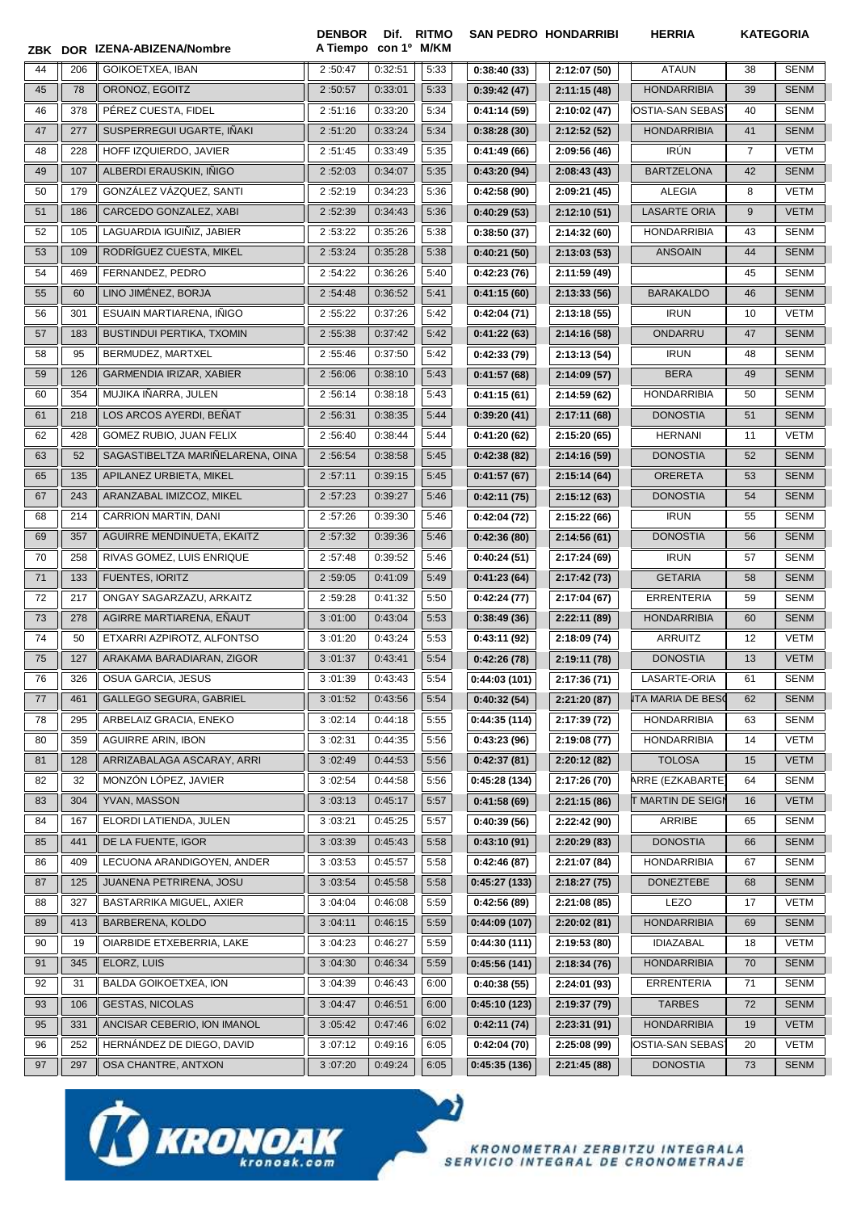| ZBK | DOR | IZENA-ABIZENA/Nombre | DENBOR A Tiempo | Dif. con 1º | RITMO M/KM | SAN PEDRO | HONDARRIBI | HERRIA | KATEGORIA | |
|---|---|---|---|---|---|---|---|---|---|---|
| 44 | 206 | GOIKOETXEA, IBAN | 2:50:47 | 0:32:51 | 5:33 | 0:38:40 (33) | 2:12:07 (50) | ATAUN | 38 | SENM |
| 45 | 78 | ORONOZ, EGOITZ | 2:50:57 | 0:33:01 | 5:33 | 0:39:42 (47) | 2:11:15 (48) | HONDARRIBIA | 39 | SENM |
| 46 | 378 | PÉREZ CUESTA, FIDEL | 2:51:16 | 0:33:20 | 5:34 | 0:41:14 (59) | 2:10:02 (47) | OSTIA-SAN SEBAS | 40 | SENM |
| 47 | 277 | SUSPERREGUI UGARTE, IÑAKI | 2:51:20 | 0:33:24 | 5:34 | 0:38:28 (30) | 2:12:52 (52) | HONDARRIBIA | 41 | SENM |
| 48 | 228 | HOFF IZQUIERDO, JAVIER | 2:51:45 | 0:33:49 | 5:35 | 0:41:49 (66) | 2:09:56 (46) | IRÚN | 7 | VETM |
| 49 | 107 | ALBERDI ERAUSKIN, IÑIGO | 2:52:03 | 0:34:07 | 5:35 | 0:43:20 (94) | 2:08:43 (43) | BARTZELONA | 42 | SENM |
| 50 | 179 | GONZÁLEZ VÁZQUEZ, SANTI | 2:52:19 | 0:34:23 | 5:36 | 0:42:58 (90) | 2:09:21 (45) | ALEGIA | 8 | VETM |
| 51 | 186 | CARCEDO GONZALEZ, XABI | 2:52:39 | 0:34:43 | 5:36 | 0:40:29 (53) | 2:12:10 (51) | LASARTE ORIA | 9 | VETM |
| 52 | 105 | LAGUARDIA IGUIÑIZ, JABIER | 2:53:22 | 0:35:26 | 5:38 | 0:38:50 (37) | 2:14:32 (60) | HONDARRIBIA | 43 | SENM |
| 53 | 109 | RODRÍGUEZ CUESTA, MIKEL | 2:53:24 | 0:35:28 | 5:38 | 0:40:21 (50) | 2:13:03 (53) | ANSOAIN | 44 | SENM |
| 54 | 469 | FERNANDEZ, PEDRO | 2:54:22 | 0:36:26 | 5:40 | 0:42:23 (76) | 2:11:59 (49) | | 45 | SENM |
| 55 | 60 | LINO JIMÉNEZ, BORJA | 2:54:48 | 0:36:52 | 5:41 | 0:41:15 (60) | 2:13:33 (56) | BARAKALDO | 46 | SENM |
| 56 | 301 | ESUAIN MARTIARENA, IÑIGO | 2:55:22 | 0:37:26 | 5:42 | 0:42:04 (71) | 2:13:18 (55) | IRUN | 10 | VETM |
| 57 | 183 | BUSTINDUI PERTIKA, TXOMIN | 2:55:38 | 0:37:42 | 5:42 | 0:41:22 (63) | 2:14:16 (58) | ONDARRU | 47 | SENM |
| 58 | 95 | BERMUDEZ, MARTXEL | 2:55:46 | 0:37:50 | 5:42 | 0:42:33 (79) | 2:13:13 (54) | IRUN | 48 | SENM |
| 59 | 126 | GARMENDIA IRIZAR, XABIER | 2:56:06 | 0:38:10 | 5:43 | 0:41:57 (68) | 2:14:09 (57) | BERA | 49 | SENM |
| 60 | 354 | MUJIKA IÑARRA, JULEN | 2:56:14 | 0:38:18 | 5:43 | 0:41:15 (61) | 2:14:59 (62) | HONDARRIBIA | 50 | SENM |
| 61 | 218 | LOS ARCOS AYERDI, BEÑAT | 2:56:31 | 0:38:35 | 5:44 | 0:39:20 (41) | 2:17:11 (68) | DONOSTIA | 51 | SENM |
| 62 | 428 | GOMEZ RUBIO, JUAN FELIX | 2:56:40 | 0:38:44 | 5:44 | 0:41:20 (62) | 2:15:20 (65) | HERNANI | 11 | VETM |
| 63 | 52 | SAGASTIBELTZA MARIÑELARENA, OINA | 2:56:54 | 0:38:58 | 5:45 | 0:42:38 (82) | 2:14:16 (59) | DONOSTIA | 52 | SENM |
| 65 | 135 | APILANEZ URBIETA, MIKEL | 2:57:11 | 0:39:15 | 5:45 | 0:41:57 (67) | 2:15:14 (64) | ORERETA | 53 | SENM |
| 67 | 243 | ARANZABAL IMIZCOZ, MIKEL | 2:57:23 | 0:39:27 | 5:46 | 0:42:11 (75) | 2:15:12 (63) | DONOSTIA | 54 | SENM |
| 68 | 214 | CARRION MARTIN, DANI | 2:57:26 | 0:39:30 | 5:46 | 0:42:04 (72) | 2:15:22 (66) | IRUN | 55 | SENM |
| 69 | 357 | AGUIRRE MENDINUETA, EKAITZ | 2:57:32 | 0:39:36 | 5:46 | 0:42:36 (80) | 2:14:56 (61) | DONOSTIA | 56 | SENM |
| 70 | 258 | RIVAS GOMEZ, LUIS ENRIQUE | 2:57:48 | 0:39:52 | 5:46 | 0:40:24 (51) | 2:17:24 (69) | IRUN | 57 | SENM |
| 71 | 133 | FUENTES, IORITZ | 2:59:05 | 0:41:09 | 5:49 | 0:41:23 (64) | 2:17:42 (73) | GETARIA | 58 | SENM |
| 72 | 217 | ONGAY SAGARZAZU, ARKAITZ | 2:59:28 | 0:41:32 | 5:50 | 0:42:24 (77) | 2:17:04 (67) | ERRENTERIA | 59 | SENM |
| 73 | 278 | AGIRRE MARTIARENA, EÑAUT | 3:01:00 | 0:43:04 | 5:53 | 0:38:49 (36) | 2:22:11 (89) | HONDARRIBIA | 60 | SENM |
| 74 | 50 | ETXARRI AZPIROTZ, ALFONTSO | 3:01:20 | 0:43:24 | 5:53 | 0:43:11 (92) | 2:18:09 (74) | ARRUITZ | 12 | VETM |
| 75 | 127 | ARAKAMA BARADIARAN, ZIGOR | 3:01:37 | 0:43:41 | 5:54 | 0:42:26 (78) | 2:19:11 (78) | DONOSTIA | 13 | VETM |
| 76 | 326 | OSUA GARCIA, JESUS | 3:01:39 | 0:43:43 | 5:54 | 0:44:03 (101) | 2:17:36 (71) | LASARTE-ORIA | 61 | SENM |
| 77 | 461 | GALLEGO SEGURA, GABRIEL | 3:01:52 | 0:43:56 | 5:54 | 0:40:32 (54) | 2:21:20 (87) | ITA MARIA DE BESO | 62 | SENM |
| 78 | 295 | ARBELAIZ GRACIA, ENEKO | 3:02:14 | 0:44:18 | 5:55 | 0:44:35 (114) | 2:17:39 (72) | HONDARRIBIA | 63 | SENM |
| 80 | 359 | AGUIRRE ARIN, IBON | 3:02:31 | 0:44:35 | 5:56 | 0:43:23 (96) | 2:19:08 (77) | HONDARRIBIA | 14 | VETM |
| 81 | 128 | ARRIZABALAGA ASCARAY, ARRI | 3:02:49 | 0:44:53 | 5:56 | 0:42:37 (81) | 2:20:12 (82) | TOLOSA | 15 | VETM |
| 82 | 32 | MONZÓN LÓPEZ, JAVIER | 3:02:54 | 0:44:58 | 5:56 | 0:45:28 (134) | 2:17:26 (70) | ARRE (EZKABARTE | 64 | SENM |
| 83 | 304 | YVAN, MASSON | 3:03:13 | 0:45:17 | 5:57 | 0:41:58 (69) | 2:21:15 (86) | T MARTIN DE SEIGN | 16 | VETM |
| 84 | 167 | ELORDI LATIENDA, JULEN | 3:03:21 | 0:45:25 | 5:57 | 0:40:39 (56) | 2:22:42 (90) | ARRIBE | 65 | SENM |
| 85 | 441 | DE LA FUENTE, IGOR | 3:03:39 | 0:45:43 | 5:58 | 0:43:10 (91) | 2:20:29 (83) | DONOSTIA | 66 | SENM |
| 86 | 409 | LECUONA ARANDIGOYEN, ANDER | 3:03:53 | 0:45:57 | 5:58 | 0:42:46 (87) | 2:21:07 (84) | HONDARRIBIA | 67 | SENM |
| 87 | 125 | JUANENA PETRIRENA, JOSU | 3:03:54 | 0:45:58 | 5:58 | 0:45:27 (133) | 2:18:27 (75) | DONEZTEBE | 68 | SENM |
| 88 | 327 | BASTARRIKA MIGUEL, AXIER | 3:04:04 | 0:46:08 | 5:59 | 0:42:56 (89) | 2:21:08 (85) | LEZO | 17 | VETM |
| 89 | 413 | BARBERENA, KOLDO | 3:04:11 | 0:46:15 | 5:59 | 0:44:09 (107) | 2:20:02 (81) | HONDARRIBIA | 69 | SENM |
| 90 | 19 | OIARBIDE ETXEBERRIA, LAKE | 3:04:23 | 0:46:27 | 5:59 | 0:44:30 (111) | 2:19:53 (80) | IDIAZABAL | 18 | VETM |
| 91 | 345 | ELORZ, LUIS | 3:04:30 | 0:46:34 | 5:59 | 0:45:56 (141) | 2:18:34 (76) | HONDARRIBIA | 70 | SENM |
| 92 | 31 | BALDA GOIKOETXEA, ION | 3:04:39 | 0:46:43 | 6:00 | 0:40:38 (55) | 2:24:01 (93) | ERRENTERIA | 71 | SENM |
| 93 | 106 | GESTAS, NICOLAS | 3:04:47 | 0:46:51 | 6:00 | 0:45:10 (123) | 2:19:37 (79) | TARBES | 72 | SENM |
| 95 | 331 | ANCISAR CEBERIO, ION IMANOL | 3:05:42 | 0:47:46 | 6:02 | 0:42:11 (74) | 2:23:31 (91) | HONDARRIBIA | 19 | VETM |
| 96 | 252 | HERNÁNDEZ DE DIEGO, DAVID | 3:07:12 | 0:49:16 | 6:05 | 0:42:04 (70) | 2:25:08 (99) | OSTIA-SAN SEBAS | 20 | VETM |
| 97 | 297 | OSA CHANTRE, ANTXON | 3:07:20 | 0:49:24 | 6:05 | 0:45:35 (136) | 2:21:45 (88) | DONOSTIA | 73 | SENM |

KRONOAK kronoak.com

KRONOMETRAI ZERBITZU INTEGRALA
SERVICIO INTEGRAL DE CRONOMETRAJE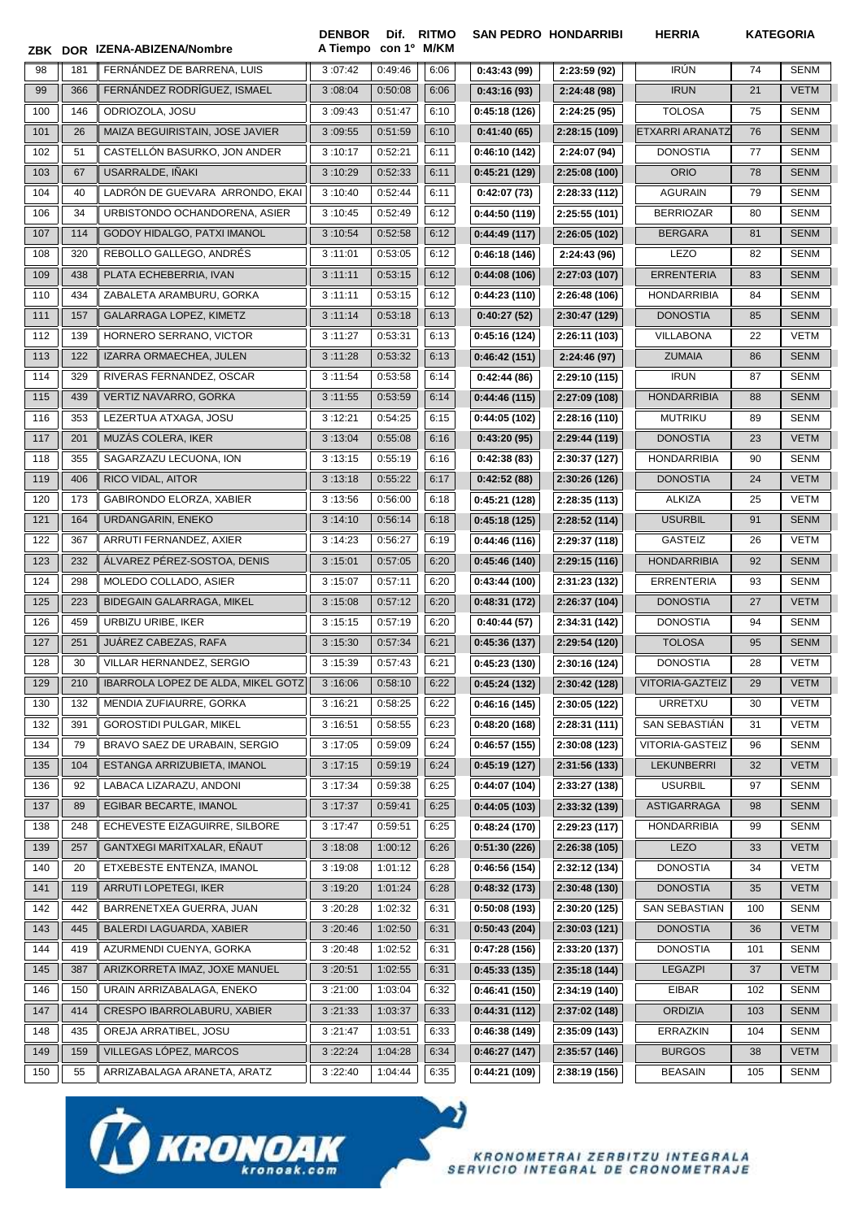| ZBK | DOR | IZENA-ABIZENA/Nombre | DENBOR A Tiempo | Dif. con 1º | RITMO M/KM | SAN PEDRO | HONDARRIBI | HERRIA | KATEGORIA | |
|---|---|---|---|---|---|---|---|---|---|---|
| 98 | 181 | FERNÁNDEZ DE BARRENA, LUIS | 3 :07:42 | 0:49:46 | 6:06 | 0:43:43 (99) | 2:23:59 (92) | IRÚN | 74 | SENM |
| 99 | 366 | FERNÁNDEZ RODRÍGUEZ, ISMAEL | 3 :08:04 | 0:50:08 | 6:06 | 0:43:16 (93) | 2:24:48 (98) | IRUN | 21 | VETM |
| 100 | 146 | ODRIOZOLA, JOSU | 3 :09:43 | 0:51:47 | 6:10 | 0:45:18 (126) | 2:24:25 (95) | TOLOSA | 75 | SENM |
| 101 | 26 | MAIZA BEGUIRISTAIN, JOSE JAVIER | 3 :09:55 | 0:51:59 | 6:10 | 0:41:40 (65) | 2:28:15 (109) | ETXARRI ARANATZ | 76 | SENM |
| 102 | 51 | CASTELLÓN BASURKO, JON ANDER | 3 :10:17 | 0:52:21 | 6:11 | 0:46:10 (142) | 2:24:07 (94) | DONOSTIA | 77 | SENM |
| 103 | 67 | USARRALDE, IÑAKI | 3 :10:29 | 0:52:33 | 6:11 | 0:45:21 (129) | 2:25:08 (100) | ORIO | 78 | SENM |
| 104 | 40 | LADRÓN DE GUEVARA ARRONDO, EKAI | 3 :10:40 | 0:52:44 | 6:11 | 0:42:07 (73) | 2:28:33 (112) | AGURAIN | 79 | SENM |
| 106 | 34 | URBISTONDO OCHANDORENA, ASIER | 3 :10:45 | 0:52:49 | 6:12 | 0:44:50 (119) | 2:25:55 (101) | BERRIOZAR | 80 | SENM |
| 107 | 114 | GODOY HIDALGO, PATXI IMANOL | 3 :10:54 | 0:52:58 | 6:12 | 0:44:49 (117) | 2:26:05 (102) | BERGARA | 81 | SENM |
| 108 | 320 | REBOLLO GALLEGO, ANDRÉS | 3 :11:01 | 0:53:05 | 6:12 | 0:46:18 (146) | 2:24:43 (96) | LEZO | 82 | SENM |
| 109 | 438 | PLATA ECHEBERRIA, IVAN | 3 :11:11 | 0:53:15 | 6:12 | 0:44:08 (106) | 2:27:03 (107) | ERRENTERIA | 83 | SENM |
| 110 | 434 | ZABALETA ARAMBURU, GORKA | 3 :11:11 | 0:53:15 | 6:12 | 0:44:23 (110) | 2:26:48 (106) | HONDARRIBIA | 84 | SENM |
| 111 | 157 | GALARRAGA LOPEZ, KIMETZ | 3 :11:14 | 0:53:18 | 6:13 | 0:40:27 (52) | 2:30:47 (129) | DONOSTIA | 85 | SENM |
| 112 | 139 | HORNERO SERRANO, VICTOR | 3 :11:27 | 0:53:31 | 6:13 | 0:45:16 (124) | 2:26:11 (103) | VILLABONA | 22 | VETM |
| 113 | 122 | IZARRA ORMAECHEA, JULEN | 3 :11:28 | 0:53:32 | 6:13 | 0:46:42 (151) | 2:24:46 (97) | ZUMAIA | 86 | SENM |
| 114 | 329 | RIVERAS FERNANDEZ, OSCAR | 3 :11:54 | 0:53:58 | 6:14 | 0:42:44 (86) | 2:29:10 (115) | IRUN | 87 | SENM |
| 115 | 439 | VERTIZ NAVARRO, GORKA | 3 :11:55 | 0:53:59 | 6:14 | 0:44:46 (115) | 2:27:09 (108) | HONDARRIBIA | 88 | SENM |
| 116 | 353 | LEZERTUA ATXAGA, JOSU | 3 :12:21 | 0:54:25 | 6:15 | 0:44:05 (102) | 2:28:16 (110) | MUTRIKU | 89 | SENM |
| 117 | 201 | MUZÁS COLERA, IKER | 3 :13:04 | 0:55:08 | 6:16 | 0:43:20 (95) | 2:29:44 (119) | DONOSTIA | 23 | VETM |
| 118 | 355 | SAGARZAZU LECUONA, ION | 3 :13:15 | 0:55:19 | 6:16 | 0:42:38 (83) | 2:30:37 (127) | HONDARRIBIA | 90 | SENM |
| 119 | 406 | RICO VIDAL, AITOR | 3 :13:18 | 0:55:22 | 6:17 | 0:42:52 (88) | 2:30:26 (126) | DONOSTIA | 24 | VETM |
| 120 | 173 | GABIRONDO ELORZA, XABIER | 3 :13:56 | 0:56:00 | 6:18 | 0:45:21 (128) | 2:28:35 (113) | ALKIZA | 25 | VETM |
| 121 | 164 | URDANGARIN, ENEKO | 3 :14:10 | 0:56:14 | 6:18 | 0:45:18 (125) | 2:28:52 (114) | USURBIL | 91 | SENM |
| 122 | 367 | ARRUTI FERNANDEZ, AXIER | 3 :14:23 | 0:56:27 | 6:19 | 0:44:46 (116) | 2:29:37 (118) | GASTEIZ | 26 | VETM |
| 123 | 232 | ÁLVAREZ PÉREZ-SOSTOA, DENIS | 3 :15:01 | 0:57:05 | 6:20 | 0:45:46 (140) | 2:29:15 (116) | HONDARRIBIA | 92 | SENM |
| 124 | 298 | MOLEDO COLLADO, ASIER | 3 :15:07 | 0:57:11 | 6:20 | 0:43:44 (100) | 2:31:23 (132) | ERRENTERIA | 93 | SENM |
| 125 | 223 | BIDEGAIN GALARRAGA, MIKEL | 3 :15:08 | 0:57:12 | 6:20 | 0:48:31 (172) | 2:26:37 (104) | DONOSTIA | 27 | VETM |
| 126 | 459 | URBIZU URIBE, IKER | 3 :15:15 | 0:57:19 | 6:20 | 0:40:44 (57) | 2:34:31 (142) | DONOSTIA | 94 | SENM |
| 127 | 251 | JUÁREZ CABEZAS, RAFA | 3 :15:30 | 0:57:34 | 6:21 | 0:45:36 (137) | 2:29:54 (120) | TOLOSA | 95 | SENM |
| 128 | 30 | VILLAR HERNANDEZ, SERGIO | 3 :15:39 | 0:57:43 | 6:21 | 0:45:23 (130) | 2:30:16 (124) | DONOSTIA | 28 | VETM |
| 129 | 210 | IBARROLA LOPEZ DE ALDA, MIKEL GOTZ | 3 :16:06 | 0:58:10 | 6:22 | 0:45:24 (132) | 2:30:42 (128) | VITORIA-GAZTEIZ | 29 | VETM |
| 130 | 132 | MENDIA ZUFIAURRE, GORKA | 3 :16:21 | 0:58:25 | 6:22 | 0:46:16 (145) | 2:30:05 (122) | URRETXU | 30 | VETM |
| 132 | 391 | GOROSTIDI PULGAR, MIKEL | 3 :16:51 | 0:58:55 | 6:23 | 0:48:20 (168) | 2:28:31 (111) | SAN SEBASTIÁN | 31 | VETM |
| 134 | 79 | BRAVO SAEZ DE URABAIN, SERGIO | 3 :17:05 | 0:59:09 | 6:24 | 0:46:57 (155) | 2:30:08 (123) | VITORIA-GASTEIZ | 96 | SENM |
| 135 | 104 | ESTANGA ARRIZUBIETA, IMANOL | 3 :17:15 | 0:59:19 | 6:24 | 0:45:19 (127) | 2:31:56 (133) | LEKUNBERRI | 32 | VETM |
| 136 | 92 | LABACA LIZARAZU, ANDONI | 3 :17:34 | 0:59:38 | 6:25 | 0:44:07 (104) | 2:33:27 (138) | USURBIL | 97 | SENM |
| 137 | 89 | EGIBAR BECARTE, IMANOL | 3 :17:37 | 0:59:41 | 6:25 | 0:44:05 (103) | 2:33:32 (139) | ASTIGARRAGA | 98 | SENM |
| 138 | 248 | ECHEVESTE EIZAGUIRRE, SILBORE | 3 :17:47 | 0:59:51 | 6:25 | 0:48:24 (170) | 2:29:23 (117) | HONDARRIBIA | 99 | SENM |
| 139 | 257 | GANTXEGI MARITXALAR, EÑAUT | 3 :18:08 | 1:00:12 | 6:26 | 0:51:30 (226) | 2:26:38 (105) | LEZO | 33 | VETM |
| 140 | 20 | ETXEBESTE ENTENZA, IMANOL | 3 :19:08 | 1:01:12 | 6:28 | 0:46:56 (154) | 2:32:12 (134) | DONOSTIA | 34 | VETM |
| 141 | 119 | ARRUTI LOPETEGI, IKER | 3 :19:20 | 1:01:24 | 6:28 | 0:48:32 (173) | 2:30:48 (130) | DONOSTIA | 35 | VETM |
| 142 | 442 | BARRENETXEA GUERRA, JUAN | 3 :20:28 | 1:02:32 | 6:31 | 0:50:08 (193) | 2:30:20 (125) | SAN SEBASTIAN | 100 | SENM |
| 143 | 445 | BALERDI LAGUARDA, XABIER | 3 :20:46 | 1:02:50 | 6:31 | 0:50:43 (204) | 2:30:03 (121) | DONOSTIA | 36 | VETM |
| 144 | 419 | AZURMENDI CUENYA, GORKA | 3 :20:48 | 1:02:52 | 6:31 | 0:47:28 (156) | 2:33:20 (137) | DONOSTIA | 101 | SENM |
| 145 | 387 | ARIZKORRETA IMAZ, JOXE MANUEL | 3 :20:51 | 1:02:55 | 6:31 | 0:45:33 (135) | 2:35:18 (144) | LEGAZPI | 37 | VETM |
| 146 | 150 | URAIN ARRIZABALAGA, ENEKO | 3 :21:00 | 1:03:04 | 6:32 | 0:46:41 (150) | 2:34:19 (140) | EIBAR | 102 | SENM |
| 147 | 414 | CRESPO IBARROLABURU, XABIER | 3 :21:33 | 1:03:37 | 6:33 | 0:44:31 (112) | 2:37:02 (148) | ORDIZIA | 103 | SENM |
| 148 | 435 | OREJA ARRATIBEL, JOSU | 3 :21:47 | 1:03:51 | 6:33 | 0:46:38 (149) | 2:35:09 (143) | ERRAZKIN | 104 | SENM |
| 149 | 159 | VILLEGAS LÓPEZ, MARCOS | 3 :22:24 | 1:04:28 | 6:34 | 0:46:27 (147) | 2:35:57 (146) | BURGOS | 38 | VETM |
| 150 | 55 | ARRIZABALAGA ARANETA, ARATZ | 3 :22:40 | 1:04:44 | 6:35 | 0:44:21 (109) | 2:38:19 (156) | BEASAIN | 105 | SENM |

KRONOAK kronoak.com

KRONOMETRAI ZERBITZU INTEGRALA
SERVICIO INTEGRAL DE CRONOMETRAJE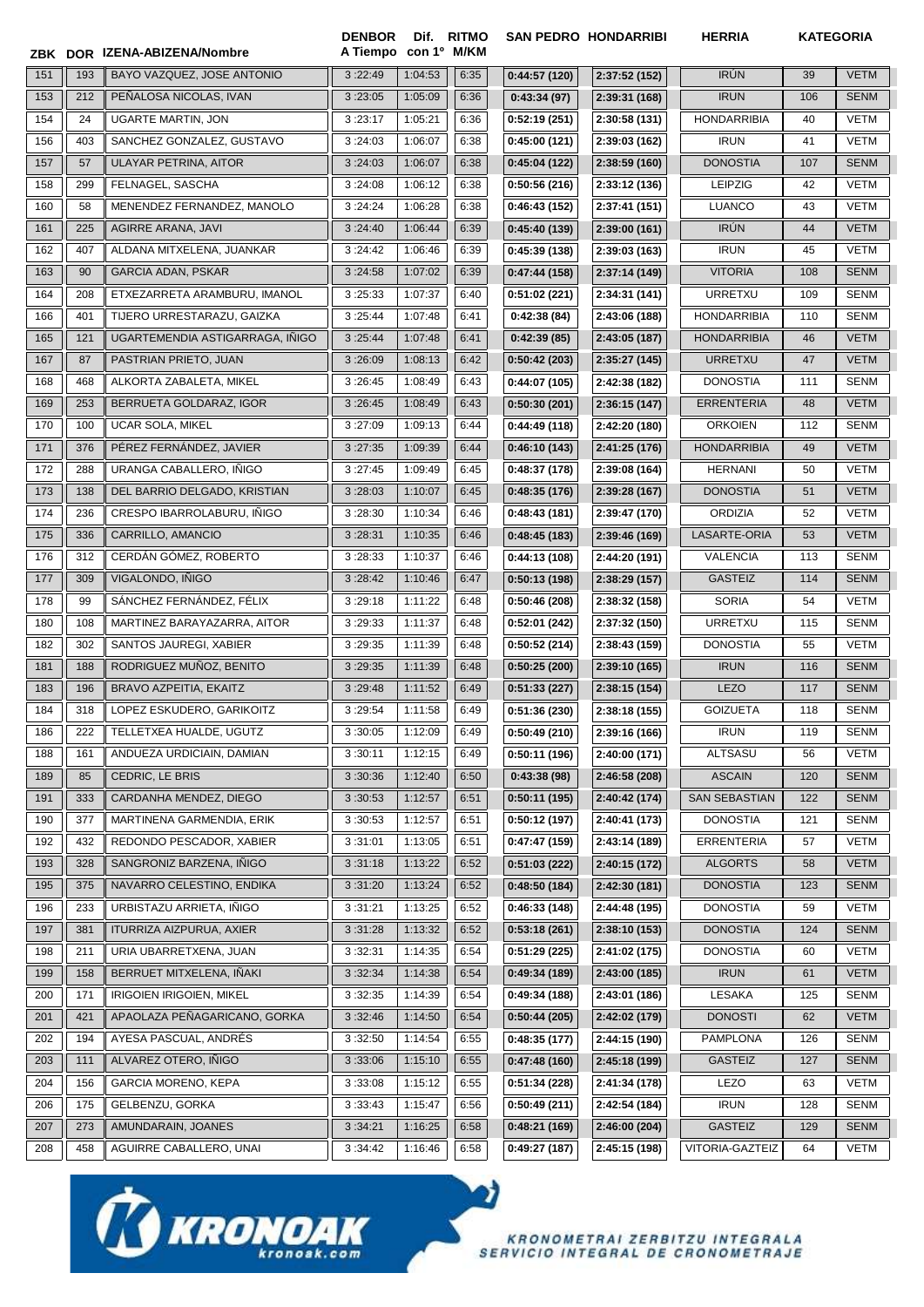| ZBK | DOR | IZENA-ABIZENA/Nombre | DENBOR A Tiempo | Dif. con 1º | RITMO M/KM | SAN PEDRO | HONDARRIBI | HERRIA | KATEGORIA | |
|---|---|---|---|---|---|---|---|---|---|---|
| 151 | 193 | BAYO VAZQUEZ, JOSE ANTONIO | 3:22:49 | 1:04:53 | 6:35 | 0:44:57 (120) | 2:37:52 (152) | IRÚN | 39 | VETM |
| 153 | 212 | PEÑALOSA NICOLAS, IVAN | 3:23:05 | 1:05:09 | 6:36 | 0:43:34 (97) | 2:39:31 (168) | IRUN | 106 | SENM |
| 154 | 24 | UGARTE MARTIN, JON | 3:23:17 | 1:05:21 | 6:36 | 0:52:19 (251) | 2:30:58 (131) | HONDARRIBIA | 40 | VETM |
| 156 | 403 | SANCHEZ GONZALEZ, GUSTAVO | 3:24:03 | 1:06:07 | 6:38 | 0:45:00 (121) | 2:39:03 (162) | IRUN | 41 | VETM |
| 157 | 57 | ULAYAR PETRINA, AITOR | 3:24:03 | 1:06:07 | 6:38 | 0:45:04 (122) | 2:38:59 (160) | DONOSTIA | 107 | SENM |
| 158 | 299 | FELNAGEL, SASCHA | 3:24:08 | 1:06:12 | 6:38 | 0:50:56 (216) | 2:33:12 (136) | LEIPZIG | 42 | VETM |
| 160 | 58 | MENENDEZ FERNANDEZ, MANOLO | 3:24:24 | 1:06:28 | 6:38 | 0:46:43 (152) | 2:37:41 (151) | LUANCO | 43 | VETM |
| 161 | 225 | AGIRRE ARANA, JAVI | 3:24:40 | 1:06:44 | 6:39 | 0:45:40 (139) | 2:39:00 (161) | IRÚN | 44 | VETM |
| 162 | 407 | ALDANA MITXELENA, JUANKAR | 3:24:42 | 1:06:46 | 6:39 | 0:45:39 (138) | 2:39:03 (163) | IRUN | 45 | VETM |
| 163 | 90 | GARCIA ADAN, PSKAR | 3:24:58 | 1:07:02 | 6:39 | 0:47:44 (158) | 2:37:14 (149) | VITORIA | 108 | SENM |
| 164 | 208 | ETXEZARRETA ARAMBURU, IMANOL | 3:25:33 | 1:07:37 | 6:40 | 0:51:02 (221) | 2:34:31 (141) | URRETXU | 109 | SENM |
| 166 | 401 | TIJERO URRESTARAZU, GAIZKA | 3:25:44 | 1:07:48 | 6:41 | 0:42:38 (84) | 2:43:06 (188) | HONDARRIBIA | 110 | SENM |
| 165 | 121 | UGARTEMENDIA ASTIGARRAGA, IÑIGO | 3:25:44 | 1:07:48 | 6:41 | 0:42:39 (85) | 2:43:05 (187) | HONDARRIBIA | 46 | VETM |
| 167 | 87 | PASTRIAN PRIETO, JUAN | 3:26:09 | 1:08:13 | 6:42 | 0:50:42 (203) | 2:35:27 (145) | URRETXU | 47 | VETM |
| 168 | 468 | ALKORTA ZABALETA, MIKEL | 3:26:45 | 1:08:49 | 6:43 | 0:44:07 (105) | 2:42:38 (182) | DONOSTIA | 111 | SENM |
| 169 | 253 | BERRUETA GOLDARAZ, IGOR | 3:26:45 | 1:08:49 | 6:43 | 0:50:30 (201) | 2:36:15 (147) | ERRENTERIA | 48 | VETM |
| 170 | 100 | UCAR SOLA, MIKEL | 3:27:09 | 1:09:13 | 6:44 | 0:44:49 (118) | 2:42:20 (180) | ORKOIEN | 112 | SENM |
| 171 | 376 | PÉREZ FERNÁNDEZ, JAVIER | 3:27:35 | 1:09:39 | 6:44 | 0:46:10 (143) | 2:41:25 (176) | HONDARRIBIA | 49 | VETM |
| 172 | 288 | URANGA CABALLERO, IÑIGO | 3:27:45 | 1:09:49 | 6:45 | 0:48:37 (178) | 2:39:08 (164) | HERNANI | 50 | VETM |
| 173 | 138 | DEL BARRIO DELGADO, KRISTIAN | 3:28:03 | 1:10:07 | 6:45 | 0:48:35 (176) | 2:39:28 (167) | DONOSTIA | 51 | VETM |
| 174 | 236 | CRESPO IBARROLABURU, IÑIGO | 3:28:30 | 1:10:34 | 6:46 | 0:48:43 (181) | 2:39:47 (170) | ORDIZIA | 52 | VETM |
| 175 | 336 | CARRILLO, AMANCIO | 3:28:31 | 1:10:35 | 6:46 | 0:48:45 (183) | 2:39:46 (169) | LASARTE-ORIA | 53 | VETM |
| 176 | 312 | CERDÁN GÓMEZ, ROBERTO | 3:28:33 | 1:10:37 | 6:46 | 0:44:13 (108) | 2:44:20 (191) | VALENCIA | 113 | SENM |
| 177 | 309 | VIGALONDO, IÑIGO | 3:28:42 | 1:10:46 | 6:47 | 0:50:13 (198) | 2:38:29 (157) | GASTEIZ | 114 | SENM |
| 178 | 99 | SÁNCHEZ FERNÁNDEZ, FÉLIX | 3:29:18 | 1:11:22 | 6:48 | 0:50:46 (208) | 2:38:32 (158) | SORIA | 54 | VETM |
| 180 | 108 | MARTINEZ BARAYAZARRA, AITOR | 3:29:33 | 1:11:37 | 6:48 | 0:52:01 (242) | 2:37:32 (150) | URRETXU | 115 | SENM |
| 182 | 302 | SANTOS JAUREGI, XABIER | 3:29:35 | 1:11:39 | 6:48 | 0:50:52 (214) | 2:38:43 (159) | DONOSTIA | 55 | VETM |
| 181 | 188 | RODRIGUEZ MUÑOZ, BENITO | 3:29:35 | 1:11:39 | 6:48 | 0:50:25 (200) | 2:39:10 (165) | IRUN | 116 | SENM |
| 183 | 196 | BRAVO AZPEITIA, EKAITZ | 3:29:48 | 1:11:52 | 6:49 | 0:51:33 (227) | 2:38:15 (154) | LEZO | 117 | SENM |
| 184 | 318 | LOPEZ ESKUDERO, GARIKOITZ | 3:29:54 | 1:11:58 | 6:49 | 0:51:36 (230) | 2:38:18 (155) | GOIZUETA | 118 | SENM |
| 186 | 222 | TELLETXEA HUALDE, UGUTZ | 3:30:05 | 1:12:09 | 6:49 | 0:50:49 (210) | 2:39:16 (166) | IRUN | 119 | SENM |
| 188 | 161 | ANDUEZA URDICIAIN, DAMIAN | 3:30:11 | 1:12:15 | 6:49 | 0:50:11 (196) | 2:40:00 (171) | ALTSASU | 56 | VETM |
| 189 | 85 | CEDRIC, LE BRIS | 3:30:36 | 1:12:40 | 6:50 | 0:43:38 (98) | 2:46:58 (208) | ASCAIN | 120 | SENM |
| 191 | 333 | CARDANHA MENDEZ, DIEGO | 3:30:53 | 1:12:57 | 6:51 | 0:50:11 (195) | 2:40:42 (174) | SAN SEBASTIAN | 122 | SENM |
| 190 | 377 | MARTINENA GARMENDIA, ERIK | 3:30:53 | 1:12:57 | 6:51 | 0:50:12 (197) | 2:40:41 (173) | DONOSTIA | 121 | SENM |
| 192 | 432 | REDONDO PESCADOR, XABIER | 3:31:01 | 1:13:05 | 6:51 | 0:47:47 (159) | 2:43:14 (189) | ERRENTERIA | 57 | VETM |
| 193 | 328 | SANGRONIZ BARZENA, IÑIGO | 3:31:18 | 1:13:22 | 6:52 | 0:51:03 (222) | 2:40:15 (172) | ALGORTS | 58 | VETM |
| 195 | 375 | NAVARRO CELESTINO, ENDIKA | 3:31:20 | 1:13:24 | 6:52 | 0:48:50 (184) | 2:42:30 (181) | DONOSTIA | 123 | SENM |
| 196 | 233 | URBISTAZU ARRIETA, IÑIGO | 3:31:21 | 1:13:25 | 6:52 | 0:46:33 (148) | 2:44:48 (195) | DONOSTIA | 59 | VETM |
| 197 | 381 | ITURRIZA AIZPURUA, AXIER | 3:31:28 | 1:13:32 | 6:52 | 0:53:18 (261) | 2:38:10 (153) | DONOSTIA | 124 | SENM |
| 198 | 211 | URIA UBARRETXENA, JUAN | 3:32:31 | 1:14:35 | 6:54 | 0:51:29 (225) | 2:41:02 (175) | DONOSTIA | 60 | VETM |
| 199 | 158 | BERRUET MITXELENA, IÑAKI | 3:32:34 | 1:14:38 | 6:54 | 0:49:34 (189) | 2:43:00 (185) | IRUN | 61 | VETM |
| 200 | 171 | IRIGOIEN IRIGOIEN, MIKEL | 3:32:35 | 1:14:39 | 6:54 | 0:49:34 (188) | 2:43:01 (186) | LESAKA | 125 | SENM |
| 201 | 421 | APAOLAZA PEÑAGARICANO, GORKA | 3:32:46 | 1:14:50 | 6:54 | 0:50:44 (205) | 2:42:02 (179) | DONOSTI | 62 | VETM |
| 202 | 194 | AYESA PASCUAL, ANDRÉS | 3:32:50 | 1:14:54 | 6:55 | 0:48:35 (177) | 2:44:15 (190) | PAMPLONA | 126 | SENM |
| 203 | 111 | ALVAREZ OTERO, IÑIGO | 3:33:06 | 1:15:10 | 6:55 | 0:47:48 (160) | 2:45:18 (199) | GASTEIZ | 127 | SENM |
| 204 | 156 | GARCIA MORENO, KEPA | 3:33:08 | 1:15:12 | 6:55 | 0:51:34 (228) | 2:41:34 (178) | LEZO | 63 | VETM |
| 206 | 175 | GELBENZU, GORKA | 3:33:43 | 1:15:47 | 6:56 | 0:50:49 (211) | 2:42:54 (184) | IRUN | 128 | SENM |
| 207 | 273 | AMUNDARAIN, JOANES | 3:34:21 | 1:16:25 | 6:58 | 0:48:21 (169) | 2:46:00 (204) | GASTEIZ | 129 | SENM |
| 208 | 458 | AGUIRRE CABALLERO, UNAI | 3:34:42 | 1:16:46 | 6:58 | 0:49:27 (187) | 2:45:15 (198) | VITORIA-GAZTEIZ | 64 | VETM |

KRONOAK kronoak.com

KRONOMETRAI ZERBITZU INTEGRALA
SERVICIO INTEGRAL DE CRONOMETRAJE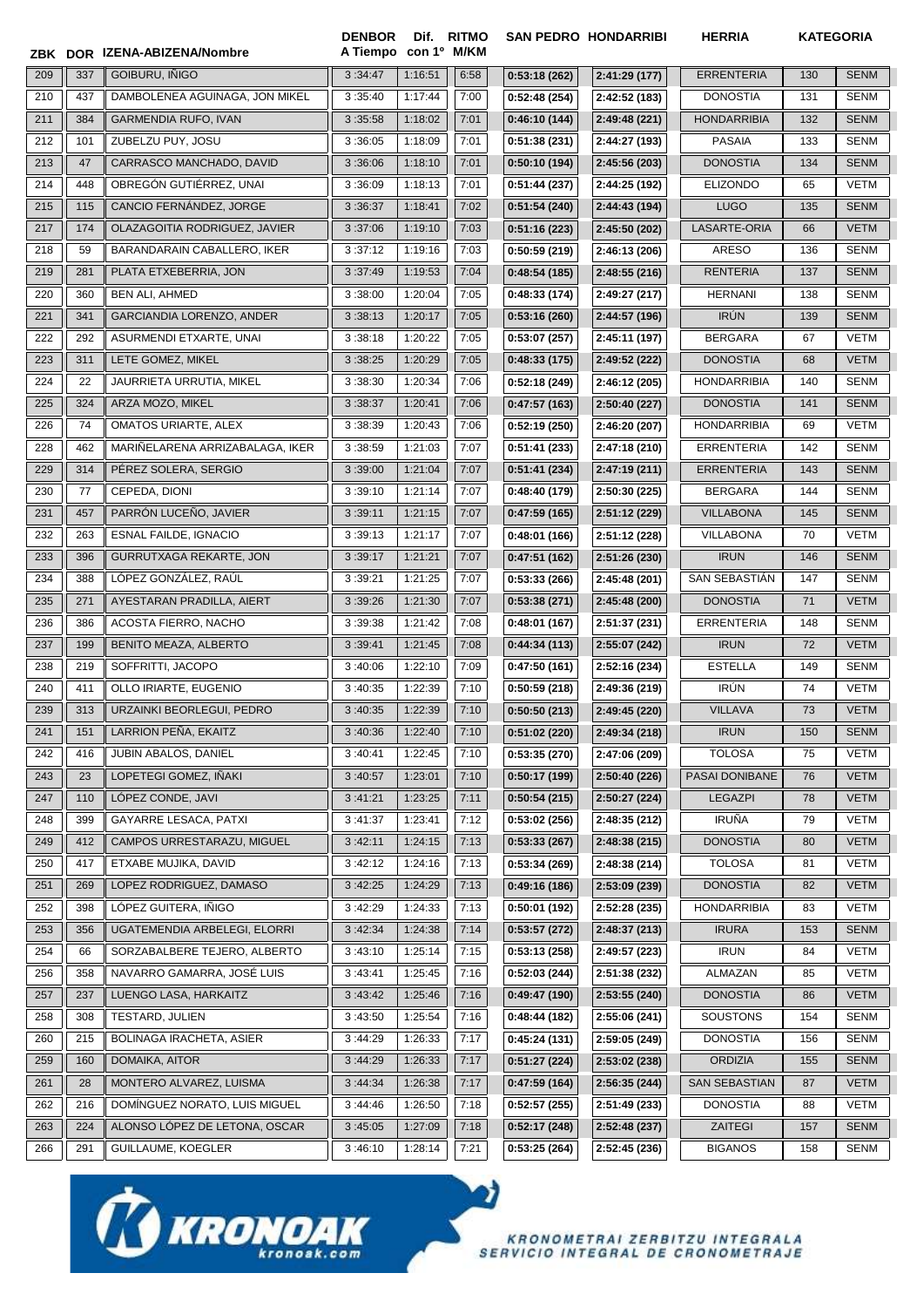| ZBK | DOR | IZENA-ABIZENA/Nombre | DENBOR A Tiempo | Dif. con 1º | RITMO M/KM | SAN PEDRO | HONDARRIBI | HERRIA | KATEGORIA | |
|---|---|---|---|---|---|---|---|---|---|---|
| 209 | 337 | GOIBURU, IÑIGO | 3 :34:47 | 1:16:51 | 6:58 | 0:53:18 (262) | 2:41:29 (177) | ERRENTERIA | 130 | SENM |
| 210 | 437 | DAMBOLENEA AGUINAGA, JON MIKEL | 3 :35:40 | 1:17:44 | 7:00 | 0:52:48 (254) | 2:42:52 (183) | DONOSTIA | 131 | SENM |
| 211 | 384 | GARMENDIA RUFO, IVAN | 3 :35:58 | 1:18:02 | 7:01 | 0:46:10 (144) | 2:49:48 (221) | HONDARRIBIA | 132 | SENM |
| 212 | 101 | ZUBELZU PUY, JOSU | 3 :36:05 | 1:18:09 | 7:01 | 0:51:38 (231) | 2:44:27 (193) | PASAIA | 133 | SENM |
| 213 | 47 | CARRASCO MANCHADO, DAVID | 3 :36:06 | 1:18:10 | 7:01 | 0:50:10 (194) | 2:45:56 (203) | DONOSTIA | 134 | SENM |
| 214 | 448 | OBREGÓN GUTIÉRREZ, UNAI | 3 :36:09 | 1:18:13 | 7:01 | 0:51:44 (237) | 2:44:25 (192) | ELIZONDO | 65 | VETM |
| 215 | 115 | CANCIO FERNÁNDEZ, JORGE | 3 :36:37 | 1:18:41 | 7:02 | 0:51:54 (240) | 2:44:43 (194) | LUGO | 135 | SENM |
| 217 | 174 | OLAZAGOITIA RODRIGUEZ, JAVIER | 3 :37:06 | 1:19:10 | 7:03 | 0:51:16 (223) | 2:45:50 (202) | LASARTE-ORIA | 66 | VETM |
| 218 | 59 | BARANDARAIN CABALLERO, IKER | 3 :37:12 | 1:19:16 | 7:03 | 0:50:59 (219) | 2:46:13 (206) | ARESO | 136 | SENM |
| 219 | 281 | PLATA ETXEBERRIA, JON | 3 :37:49 | 1:19:53 | 7:04 | 0:48:54 (185) | 2:48:55 (216) | RENTERIA | 137 | SENM |
| 220 | 360 | BEN ALI, AHMED | 3 :38:00 | 1:20:04 | 7:05 | 0:48:33 (174) | 2:49:27 (217) | HERNANI | 138 | SENM |
| 221 | 341 | GARCIANDIA LORENZO, ANDER | 3 :38:13 | 1:20:17 | 7:05 | 0:53:16 (260) | 2:44:57 (196) | IRÚN | 139 | SENM |
| 222 | 292 | ASURMENDI ETXARTE, UNAI | 3 :38:18 | 1:20:22 | 7:05 | 0:53:07 (257) | 2:45:11 (197) | BERGARA | 67 | VETM |
| 223 | 311 | LETE GOMEZ, MIKEL | 3 :38:25 | 1:20:29 | 7:05 | 0:48:33 (175) | 2:49:52 (222) | DONOSTIA | 68 | VETM |
| 224 | 22 | JAURRIETA URRUTIA, MIKEL | 3 :38:30 | 1:20:34 | 7:06 | 0:52:18 (249) | 2:46:12 (205) | HONDARRIBIA | 140 | SENM |
| 225 | 324 | ARZA MOZO, MIKEL | 3 :38:37 | 1:20:41 | 7:06 | 0:47:57 (163) | 2:50:40 (227) | DONOSTIA | 141 | SENM |
| 226 | 74 | OMATOS URIARTE, ALEX | 3 :38:39 | 1:20:43 | 7:06 | 0:52:19 (250) | 2:46:20 (207) | HONDARRIBIA | 69 | VETM |
| 228 | 462 | MARIÑELARENA ARRIZABALAGA, IKER | 3 :38:59 | 1:21:03 | 7:07 | 0:51:41 (233) | 2:47:18 (210) | ERRENTERIA | 142 | SENM |
| 229 | 314 | PÉREZ SOLERA, SERGIO | 3 :39:00 | 1:21:04 | 7:07 | 0:51:41 (234) | 2:47:19 (211) | ERRENTERIA | 143 | SENM |
| 230 | 77 | CEPEDA, DIONI | 3 :39:10 | 1:21:14 | 7:07 | 0:48:40 (179) | 2:50:30 (225) | BERGARA | 144 | SENM |
| 231 | 457 | PARRÓN LUCEÑO, JAVIER | 3 :39:11 | 1:21:15 | 7:07 | 0:47:59 (165) | 2:51:12 (229) | VILLABONA | 145 | SENM |
| 232 | 263 | ESNAL FAILDE, IGNACIO | 3 :39:13 | 1:21:17 | 7:07 | 0:48:01 (166) | 2:51:12 (228) | VILLABONA | 70 | VETM |
| 233 | 396 | GURRUTXAGA REKARTE, JON | 3 :39:17 | 1:21:21 | 7:07 | 0:47:51 (162) | 2:51:26 (230) | IRUN | 146 | SENM |
| 234 | 388 | LÓPEZ GONZÁLEZ, RAÚL | 3 :39:21 | 1:21:25 | 7:07 | 0:53:33 (266) | 2:45:48 (201) | SAN SEBASTIÁN | 147 | SENM |
| 235 | 271 | AYESTARAN PRADILLA, AIERT | 3 :39:26 | 1:21:30 | 7:07 | 0:53:38 (271) | 2:45:48 (200) | DONOSTIA | 71 | VETM |
| 236 | 386 | ACOSTA FIERRO, NACHO | 3 :39:38 | 1:21:42 | 7:08 | 0:48:01 (167) | 2:51:37 (231) | ERRENTERIA | 148 | SENM |
| 237 | 199 | BENITO MEAZA, ALBERTO | 3 :39:41 | 1:21:45 | 7:08 | 0:44:34 (113) | 2:55:07 (242) | IRUN | 72 | VETM |
| 238 | 219 | SOFFRITTI, JACOPO | 3 :40:06 | 1:22:10 | 7:09 | 0:47:50 (161) | 2:52:16 (234) | ESTELLA | 149 | SENM |
| 240 | 411 | OLLO IRIARTE, EUGENIO | 3 :40:35 | 1:22:39 | 7:10 | 0:50:59 (218) | 2:49:36 (219) | IRÚN | 74 | VETM |
| 239 | 313 | URZAINKI BEORLEGUI, PEDRO | 3 :40:35 | 1:22:39 | 7:10 | 0:50:50 (213) | 2:49:45 (220) | VILLAVA | 73 | VETM |
| 241 | 151 | LARRION PEÑA, EKAITZ | 3 :40:36 | 1:22:40 | 7:10 | 0:51:02 (220) | 2:49:34 (218) | IRUN | 150 | SENM |
| 242 | 416 | JUBIN ABALOS, DANIEL | 3 :40:41 | 1:22:45 | 7:10 | 0:53:35 (270) | 2:47:06 (209) | TOLOSA | 75 | VETM |
| 243 | 23 | LOPETEGI GOMEZ, IÑAKI | 3 :40:57 | 1:23:01 | 7:10 | 0:50:17 (199) | 2:50:40 (226) | PASAI DONIBANE | 76 | VETM |
| 247 | 110 | LÓPEZ CONDE, JAVI | 3 :41:21 | 1:23:25 | 7:11 | 0:50:54 (215) | 2:50:27 (224) | LEGAZPI | 78 | VETM |
| 248 | 399 | GAYARRE LESACA, PATXI | 3 :41:37 | 1:23:41 | 7:12 | 0:53:02 (256) | 2:48:35 (212) | IRUÑA | 79 | VETM |
| 249 | 412 | CAMPOS URRESTARAZU, MIGUEL | 3 :42:11 | 1:24:15 | 7:13 | 0:53:33 (267) | 2:48:38 (215) | DONOSTIA | 80 | VETM |
| 250 | 417 | ETXABE MUJIKA, DAVID | 3 :42:12 | 1:24:16 | 7:13 | 0:53:34 (269) | 2:48:38 (214) | TOLOSA | 81 | VETM |
| 251 | 269 | LOPEZ RODRIGUEZ, DAMASO | 3 :42:25 | 1:24:29 | 7:13 | 0:49:16 (186) | 2:53:09 (239) | DONOSTIA | 82 | VETM |
| 252 | 398 | LÓPEZ GUITERA, IÑIGO | 3 :42:29 | 1:24:33 | 7:13 | 0:50:01 (192) | 2:52:28 (235) | HONDARRIBIA | 83 | VETM |
| 253 | 356 | UGATEMENDIA ARBELEGI, ELORRI | 3 :42:34 | 1:24:38 | 7:14 | 0:53:57 (272) | 2:48:37 (213) | IRURA | 153 | SENM |
| 254 | 66 | SORZABALBERE TEJERO, ALBERTO | 3 :43:10 | 1:25:14 | 7:15 | 0:53:13 (258) | 2:49:57 (223) | IRUN | 84 | VETM |
| 256 | 358 | NAVARRO GAMARRA, JOSÉ LUIS | 3 :43:41 | 1:25:45 | 7:16 | 0:52:03 (244) | 2:51:38 (232) | ALMAZAN | 85 | VETM |
| 257 | 237 | LUENGO LASA, HARKAITZ | 3 :43:42 | 1:25:46 | 7:16 | 0:49:47 (190) | 2:53:55 (240) | DONOSTIA | 86 | VETM |
| 258 | 308 | TESTARD, JULIEN | 3 :43:50 | 1:25:54 | 7:16 | 0:48:44 (182) | 2:55:06 (241) | SOUSTONS | 154 | SENM |
| 260 | 215 | BOLINAGA IRACHETA, ASIER | 3 :44:29 | 1:26:33 | 7:17 | 0:45:24 (131) | 2:59:05 (249) | DONOSTIA | 156 | SENM |
| 259 | 160 | DOMAIKA, AITOR | 3 :44:29 | 1:26:33 | 7:17 | 0:51:27 (224) | 2:53:02 (238) | ORDIZIA | 155 | SENM |
| 261 | 28 | MONTERO ALVAREZ, LUISMA | 3 :44:34 | 1:26:38 | 7:17 | 0:47:59 (164) | 2:56:35 (244) | SAN SEBASTIAN | 87 | VETM |
| 262 | 216 | DOMÍNGUEZ NORATO, LUIS MIGUEL | 3 :44:46 | 1:26:50 | 7:18 | 0:52:57 (255) | 2:51:49 (233) | DONOSTIA | 88 | VETM |
| 263 | 224 | ALONSO LÓPEZ DE LETONA, OSCAR | 3 :45:05 | 1:27:09 | 7:18 | 0:52:17 (248) | 2:52:48 (237) | ZAITEGI | 157 | SENM |
| 266 | 291 | GUILLAUME, KOEGLER | 3 :46:10 | 1:28:14 | 7:21 | 0:53:25 (264) | 2:52:45 (236) | BIGANOS | 158 | SENM |

KRONOAK kronoak.com

KRONOMETRAI ZERBITZU INTEGRALA
SERVICIO INTEGRAL DE CRONOMETRAJE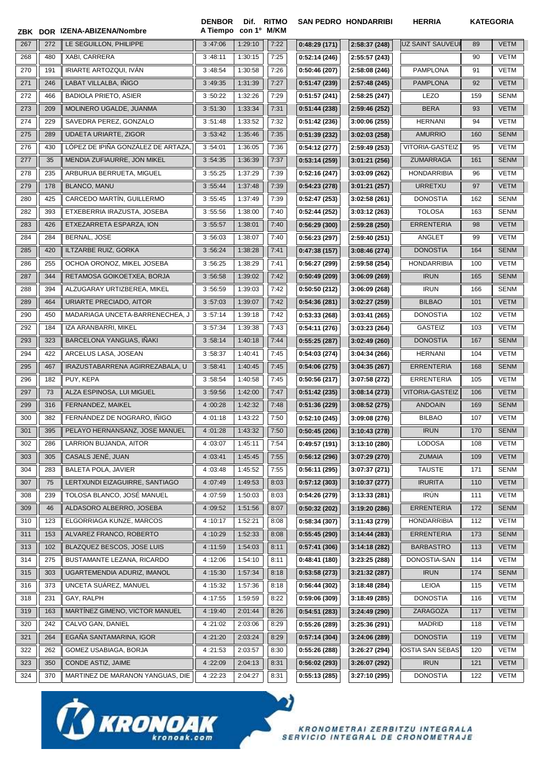| ZBK | DOR | IZENA-ABIZENA/Nombre | DENBOR A Tiempo | Dif. con 1° | RITMO M/KM | SAN PEDRO | HONDARRIBI | HERRIA | KATEGORIA | |
|---|---|---|---|---|---|---|---|---|---|---|
| 267 | 272 | LE SEGUILLON, PHILIPPE | 3 :47:06 | 1:29:10 | 7:22 | 0:48:29 (171) | 2:58:37 (248) | UZ SAINT SAUVEUI | 89 | VETM |
| 268 | 480 | XABI, CARRERA | 3 :48:11 | 1:30:15 | 7:25 | 0:52:14 (246) | 2:55:57 (243) | | 90 | VETM |
| 270 | 191 | IRIARTE ARTOZQUI, IVÁN | 3 :48:54 | 1:30:58 | 7:26 | 0:50:46 (207) | 2:58:08 (246) | PAMPLONA | 91 | VETM |
| 271 | 246 | LABAT VILLALBA, IÑIGO | 3 :49:35 | 1:31:39 | 7:27 | 0:51:47 (239) | 2:57:48 (245) | PAMPLONA | 92 | VETM |
| 272 | 466 | BADIOLA PRIETO, ASIER | 3 :50:22 | 1:32:26 | 7:29 | 0:51:57 (241) | 2:58:25 (247) | LEZO | 159 | SENM |
| 273 | 209 | MOLINERO UGALDE, JUANMA | 3 :51:30 | 1:33:34 | 7:31 | 0:51:44 (238) | 2:59:46 (252) | BERA | 93 | VETM |
| 274 | 229 | SAVEDRA PEREZ, GONZALO | 3 :51:48 | 1:33:52 | 7:32 | 0:51:42 (236) | 3:00:06 (255) | HERNANI | 94 | VETM |
| 275 | 289 | UDAETA URIARTE, ZIGOR | 3 :53:42 | 1:35:46 | 7:35 | 0:51:39 (232) | 3:02:03 (258) | AMURRIO | 160 | SENM |
| 276 | 430 | LÓPEZ DE IPIÑA GONZÁLEZ DE ARTAZA, | 3 :54:01 | 1:36:05 | 7:36 | 0:54:12 (277) | 2:59:49 (253) | VITORIA-GASTEIZ | 95 | VETM |
| 277 | 35 | MENDIA ZUFIAURRE, JON MIKEL | 3 :54:35 | 1:36:39 | 7:37 | 0:53:14 (259) | 3:01:21 (256) | ZUMARRAGA | 161 | SENM |
| 278 | 235 | ARBURUA BERRUETA, MIGUEL | 3 :55:25 | 1:37:29 | 7:39 | 0:52:16 (247) | 3:03:09 (262) | HONDARRIBIA | 96 | VETM |
| 279 | 178 | BLANCO, MANU | 3 :55:44 | 1:37:48 | 7:39 | 0:54:23 (278) | 3:01:21 (257) | URRETXU | 97 | VETM |
| 280 | 425 | CARCEDO MARTÍN, GUILLERMO | 3 :55:45 | 1:37:49 | 7:39 | 0:52:47 (253) | 3:02:58 (261) | DONOSTIA | 162 | SENM |
| 282 | 393 | ETXEBERRIA IRAZUSTA, JOSEBA | 3 :55:56 | 1:38:00 | 7:40 | 0:52:44 (252) | 3:03:12 (263) | TOLOSA | 163 | SENM |
| 283 | 426 | ETXEZARRETA ESPARZA, ION | 3 :55:57 | 1:38:01 | 7:40 | 0:56:29 (300) | 2:59:28 (250) | ERRENTERIA | 98 | VETM |
| 284 | 284 | BERNAL, JOSE | 3 :56:03 | 1:38:07 | 7:40 | 0:56:23 (297) | 2:59:40 (251) | ANGLET | 99 | VETM |
| 285 | 420 | ILTZARBE RUIZ, GORKA | 3 :56:24 | 1:38:28 | 7:41 | 0:47:38 (157) | 3:08:46 (274) | DONOSTIA | 164 | SENM |
| 286 | 255 | OCHOA ORONOZ, MIKEL JOSEBA | 3 :56:25 | 1:38:29 | 7:41 | 0:56:27 (299) | 2:59:58 (254) | HONDARRIBIA | 100 | VETM |
| 287 | 344 | RETAMOSA GOIKOETXEA, BORJA | 3 :56:58 | 1:39:02 | 7:42 | 0:50:49 (209) | 3:06:09 (269) | IRUN | 165 | SENM |
| 288 | 394 | ALZUGARAY URTIZBEREA, MIKEL | 3 :56:59 | 1:39:03 | 7:42 | 0:50:50 (212) | 3:06:09 (268) | IRUN | 166 | SENM |
| 289 | 464 | URIARTE PRECIADO, AITOR | 3 :57:03 | 1:39:07 | 7:42 | 0:54:36 (281) | 3:02:27 (259) | BILBAO | 101 | VETM |
| 290 | 450 | MADARIAGA UNCETA-BARRENECHEA, J | 3 :57:14 | 1:39:18 | 7:42 | 0:53:33 (268) | 3:03:41 (265) | DONOSTIA | 102 | VETM |
| 292 | 184 | IZA ARANBARRI, MIKEL | 3 :57:34 | 1:39:38 | 7:43 | 0:54:11 (276) | 3:03:23 (264) | GASTEIZ | 103 | VETM |
| 293 | 323 | BARCELONA YANGUAS, IÑAKI | 3 :58:14 | 1:40:18 | 7:44 | 0:55:25 (287) | 3:02:49 (260) | DONOSTIA | 167 | SENM |
| 294 | 422 | ARCELUS LASA, JOSEAN | 3 :58:37 | 1:40:41 | 7:45 | 0:54:03 (274) | 3:04:34 (266) | HERNANI | 104 | VETM |
| 295 | 467 | IRAZUSTABARRENA AGIRREZABALA, U | 3 :58:41 | 1:40:45 | 7:45 | 0:54:06 (275) | 3:04:35 (267) | ERRENTERIA | 168 | SENM |
| 296 | 182 | PUY, KEPA | 3 :58:54 | 1:40:58 | 7:45 | 0:50:56 (217) | 3:07:58 (272) | ERRENTERIA | 105 | VETM |
| 297 | 73 | ALZA ESPINOSA, LUI MIGUEL | 3 :59:56 | 1:42:00 | 7:47 | 0:51:42 (235) | 3:08:14 (273) | VITORIA-GASTEIZ | 106 | VETM |
| 299 | 316 | FERNANDEZ, MAIKEL | 4 :00:28 | 1:42:32 | 7:48 | 0:51:36 (229) | 3:08:52 (275) | ANDOAIN | 169 | SENM |
| 300 | 382 | FERNÁNDEZ DE NOGRARO, IÑIGO | 4 :01:18 | 1:43:22 | 7:50 | 0:52:10 (245) | 3:09:08 (276) | BILBAO | 107 | VETM |
| 301 | 395 | PELAYO HERNANSANZ, JOSE MANUEL | 4 :01:28 | 1:43:32 | 7:50 | 0:50:45 (206) | 3:10:43 (278) | IRUN | 170 | SENM |
| 302 | 286 | LARRION BUJANDA, AITOR | 4 :03:07 | 1:45:11 | 7:54 | 0:49:57 (191) | 3:13:10 (280) | LODOSA | 108 | VETM |
| 303 | 305 | CASALS JENÉ, JUAN | 4 :03:41 | 1:45:45 | 7:55 | 0:56:12 (296) | 3:07:29 (270) | ZUMAIA | 109 | VETM |
| 304 | 283 | BALETA POLA, JAVIER | 4 :03:48 | 1:45:52 | 7:55 | 0:56:11 (295) | 3:07:37 (271) | TAUSTE | 171 | SENM |
| 307 | 75 | LERTXUNDI EIZAGUIRRE, SANTIAGO | 4 :07:49 | 1:49:53 | 8:03 | 0:57:12 (303) | 3:10:37 (277) | IRURITA | 110 | VETM |
| 308 | 239 | TOLOSA BLANCO, JOSÉ MANUEL | 4 :07:59 | 1:50:03 | 8:03 | 0:54:26 (279) | 3:13:33 (281) | IRÚN | 111 | VETM |
| 309 | 46 | ALDASORO ALBERRO, JOSEBA | 4 :09:52 | 1:51:56 | 8:07 | 0:50:32 (202) | 3:19:20 (286) | ERRENTERIA | 172 | SENM |
| 310 | 123 | ELGORRIAGA KUNZE, MARCOS | 4 :10:17 | 1:52:21 | 8:08 | 0:58:34 (307) | 3:11:43 (279) | HONDARRIBIA | 112 | VETM |
| 311 | 153 | ALVAREZ FRANCO, ROBERTO | 4 :10:29 | 1:52:33 | 8:08 | 0:55:45 (290) | 3:14:44 (283) | ERRENTERIA | 173 | SENM |
| 313 | 102 | BLAZQUEZ BESCOS, JOSE LUIS | 4 :11:59 | 1:54:03 | 8:11 | 0:57:41 (306) | 3:14:18 (282) | BARBASTRO | 113 | VETM |
| 314 | 275 | BUSTAMANTE LEZANA, RICARDO | 4 :12:06 | 1:54:10 | 8:11 | 0:48:41 (180) | 3:23:25 (288) | DONOSTIA-SAN | 114 | VETM |
| 315 | 303 | UGARTEMENDIA ADURIZ, IMANOL | 4 :15:30 | 1:57:34 | 8:18 | 0:53:58 (273) | 3:21:32 (287) | IRUN | 174 | SENM |
| 316 | 373 | UNCETA SUÁREZ, MANUEL | 4 :15:32 | 1:57:36 | 8:18 | 0:56:44 (302) | 3:18:48 (284) | LEIOA | 115 | VETM |
| 318 | 231 | GAY, RALPH | 4 :17:55 | 1:59:59 | 8:22 | 0:59:06 (309) | 3:18:49 (285) | DONOSTIA | 116 | VETM |
| 319 | 163 | MARTÍNEZ GIMENO, VICTOR MANUEL | 4 :19:40 | 2:01:44 | 8:26 | 0:54:51 (283) | 3:24:49 (290) | ZARAGOZA | 117 | VETM |
| 320 | 242 | CALVO GAN, DANIEL | 4 :21:02 | 2:03:06 | 8:29 | 0:55:26 (289) | 3:25:36 (291) | MADRID | 118 | VETM |
| 321 | 264 | EGAÑA SANTAMARINA, IGOR | 4 :21:20 | 2:03:24 | 8:29 | 0:57:14 (304) | 3:24:06 (289) | DONOSTIA | 119 | VETM |
| 322 | 262 | GOMEZ USABIAGA, BORJA | 4 :21:53 | 2:03:57 | 8:30 | 0:55:26 (288) | 3:26:27 (294) | OSTIA SAN SEBAS | 120 | VETM |
| 323 | 350 | CONDE ASTIZ, JAIME | 4 :22:09 | 2:04:13 | 8:31 | 0:56:02 (293) | 3:26:07 (292) | IRUN | 121 | VETM |
| 324 | 370 | MARTINEZ DE MARANON YANGUAS, DIE | 4 :22:23 | 2:04:27 | 8:31 | 0:55:13 (285) | 3:27:10 (295) | DONOSTIA | 122 | VETM |

KRONOAK kronoak.com

KRONOMETRAI ZERBITZU INTEGRALA
SERVICIO INTEGRAL DE CRONOMETRAJE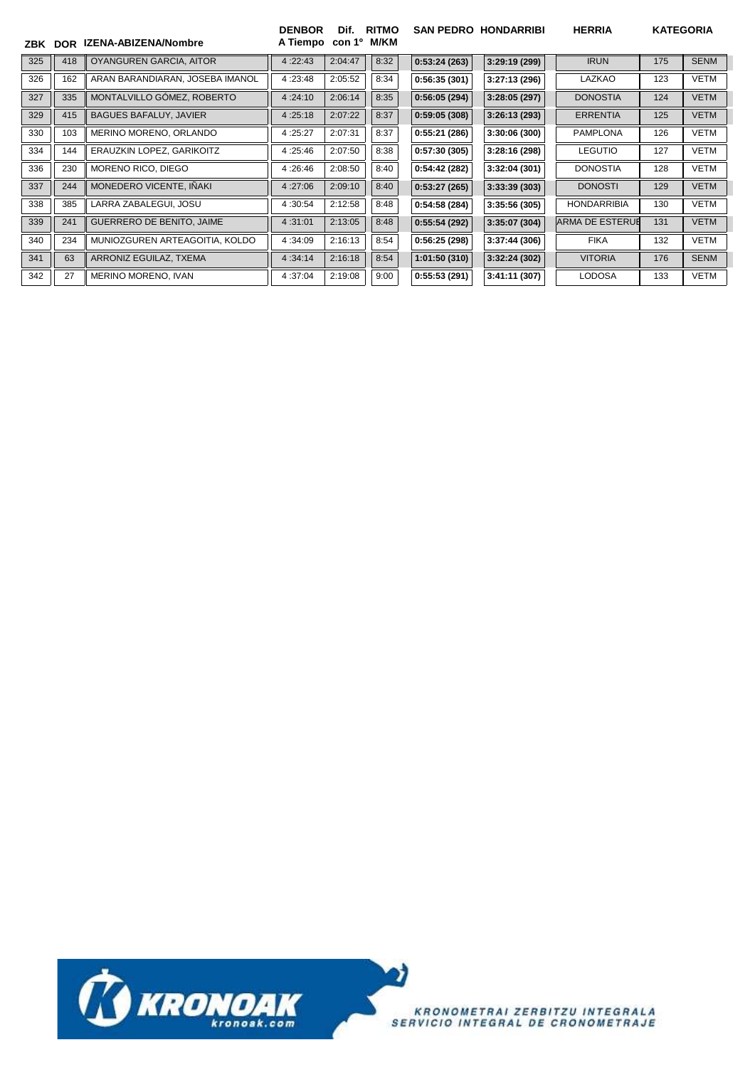| ZBK | DOR | IZENA-ABIZENA/Nombre | DENBOR A Tiempo | Dif. con 1° | RITMO M/KM | SAN PEDRO | HONDARRIBI | HERRIA | KATEGORIA | |
|---|---|---|---|---|---|---|---|---|---|---|
| 325 | 418 | OYANGUREN GARCIA, AITOR | 4 :22:43 | 2:04:47 | 8:32 | 0:53:24 (263) | 3:29:19 (299) | IRUN | 175 | SENM |
| 326 | 162 | ARAN BARANDIARAN, JOSEBA IMANOL | 4 :23:48 | 2:05:52 | 8:34 | 0:56:35 (301) | 3:27:13 (296) | LAZKAO | 123 | VETM |
| 327 | 335 | MONTALVILLO GÓMEZ, ROBERTO | 4 :24:10 | 2:06:14 | 8:35 | 0:56:05 (294) | 3:28:05 (297) | DONOSTIA | 124 | VETM |
| 329 | 415 | BAGUES BAFALUY, JAVIER | 4 :25:18 | 2:07:22 | 8:37 | 0:59:05 (308) | 3:26:13 (293) | ERRENTIA | 125 | VETM |
| 330 | 103 | MERINO MORENO, ORLANDO | 4 :25:27 | 2:07:31 | 8:37 | 0:55:21 (286) | 3:30:06 (300) | PAMPLONA | 126 | VETM |
| 334 | 144 | ERAUZKIN LOPEZ, GARIKOITZ | 4 :25:46 | 2:07:50 | 8:38 | 0:57:30 (305) | 3:28:16 (298) | LEGUTIO | 127 | VETM |
| 336 | 230 | MORENO RICO, DIEGO | 4 :26:46 | 2:08:50 | 8:40 | 0:54:42 (282) | 3:32:04 (301) | DONOSTIA | 128 | VETM |
| 337 | 244 | MONEDERO VICENTE, IÑAKI | 4 :27:06 | 2:09:10 | 8:40 | 0:53:27 (265) | 3:33:39 (303) | DONOSTI | 129 | VETM |
| 338 | 385 | LARRA ZABALEGUI, JOSU | 4 :30:54 | 2:12:58 | 8:48 | 0:54:58 (284) | 3:35:56 (305) | HONDARRIBIA | 130 | VETM |
| 339 | 241 | GUERRERO DE BENITO, JAIME | 4 :31:01 | 2:13:05 | 8:48 | 0:55:54 (292) | 3:35:07 (304) | ARMA DE ESTERUE | 131 | VETM |
| 340 | 234 | MUNIOZGUREN ARTEAGOITIA, KOLDO | 4 :34:09 | 2:16:13 | 8:54 | 0:56:25 (298) | 3:37:44 (306) | FIKA | 132 | VETM |
| 341 | 63 | ARRONIZ EGUILAZ, TXEMA | 4 :34:14 | 2:16:18 | 8:54 | 1:01:50 (310) | 3:32:24 (302) | VITORIA | 176 | SENM |
| 342 | 27 | MERINO MORENO, IVAN | 4 :37:04 | 2:19:08 | 9:00 | 0:55:53 (291) | 3:41:11 (307) | LODOSA | 133 | VETM |

KRONOAK kronoak.com

KRONOMETRAI ZERBITZU INTEGRALA
SERVICIO INTEGRAL DE CRONOMETRAJE